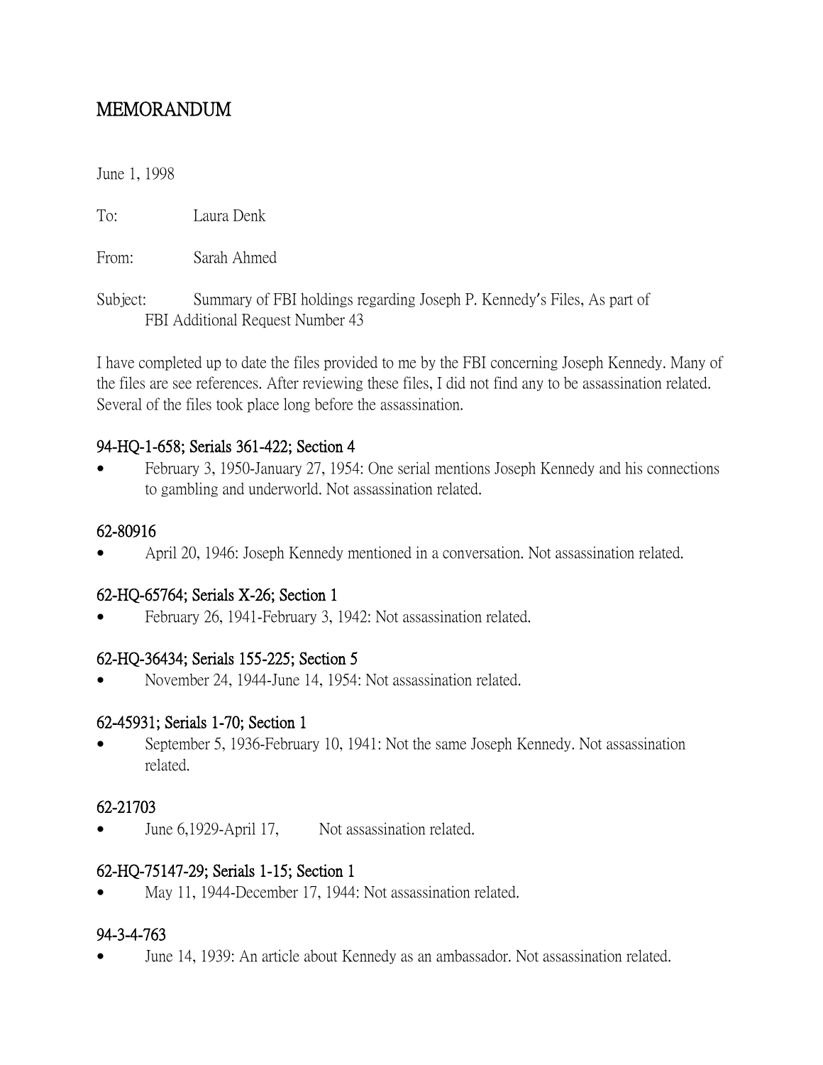# MEMORANDUM

June 1, 1998

To: Laura Denk

From: Sarah Ahmed

Subject: Summary of FBI holdings regarding Joseph P. Kennedy's Files, As part of FBI Additional Request Number 43

I have completed up to date the files provided to me by the FBI concerning Joseph Kennedy. Many of the files are see references. After reviewing these files, I did not find any to be assassination related. Several of the files took place long before the assassination.

### 94-HQ-1-658; Serials 361-422; Section 4

- February 3, 1950-January 27, 1954: One serial mentions Joseph Kennedy and his connections to gambling and underworld. Not assassination related.

### 62-80916

- April 20, 1946: Joseph Kennedy mentioned in a conversation. Not assassination related.

### 62-HQ-65764; Serials X-26; Section 1

- February 26, 1941-February 3, 1942: Not assassination related.

### 62-HQ-36434; Serials 155-225; Section 5

- November 24, 1944-June 14, 1954: Not assassination related.

### 62-45931; Serials 1-70; Section 1

- September 5, 1936-February 10, 1941: Not the same Joseph Kennedy. Not assassination related.

### 62-21703

- June 6,1929-April 17, Not assassination related.

### 62-HQ-75147-29; Serials 1-15; Section 1

- May 11, 1944-December 17, 1944: Not assassination related.

### 94-3-4-763

- June 14, 1939: An article about Kennedy as an ambassador. Not assassination related.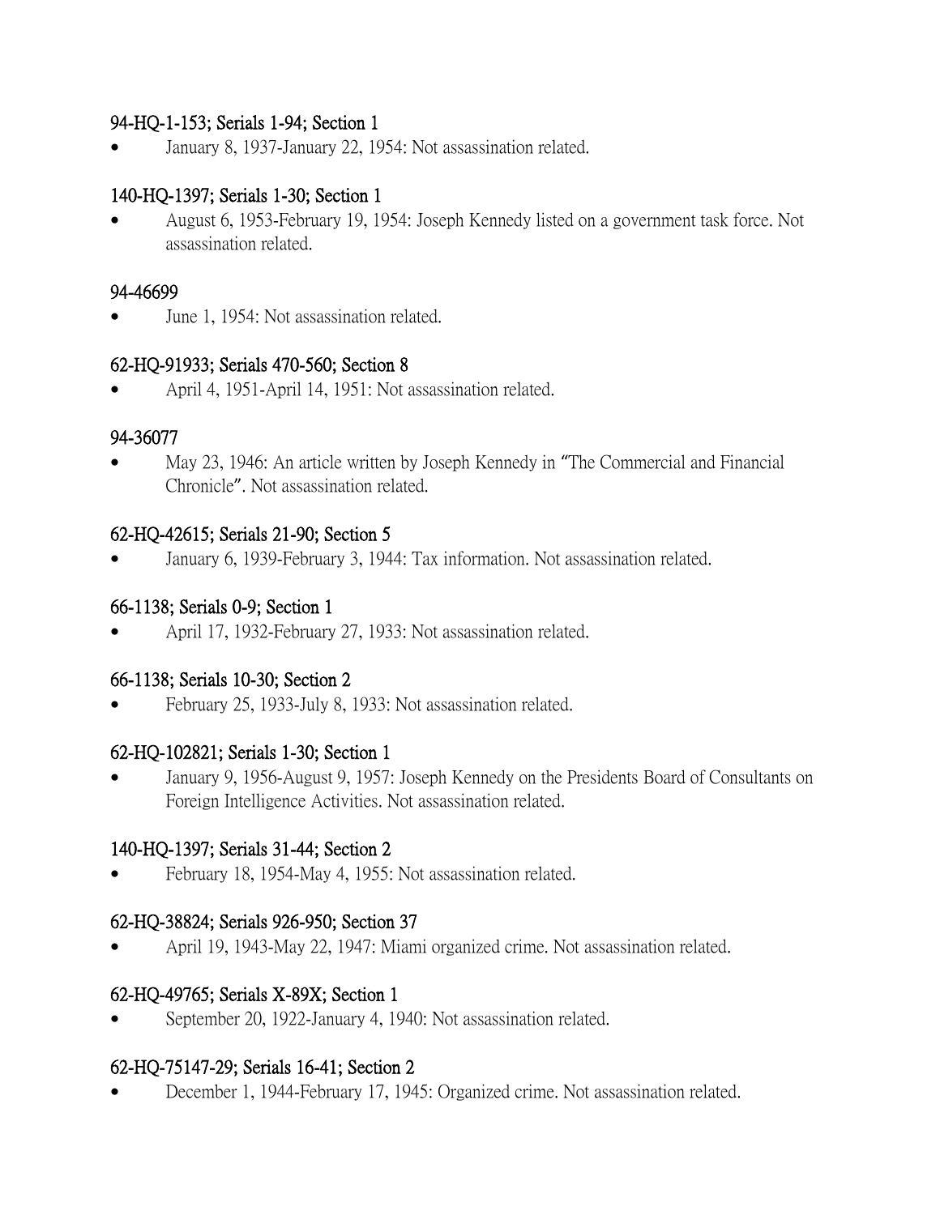**94-HQ-1-153; Serials 1-94; Section 1**

- January 8, 1937-January 22, 1954: Not assassination related.

**140-HQ-1397; Serials 1-30; Section 1**

- August 6, 1953-February 19, 1954: Joseph Kennedy listed on a government task force. Not assassination related.

**94-46699**

- June 1, 1954: Not assassination related.

**62-HQ-91933; Serials 470-560; Section 8**

- April 4, 1951-April 14, 1951: Not assassination related.

**94-36077**

- May 23, 1946: An article written by Joseph Kennedy in "The Commercial and Financial Chronicle". Not assassination related.

**62-HQ-42615; Serials 21-90; Section 5**

- January 6, 1939-February 3, 1944: Tax information. Not assassination related.

**66-1138; Serials 0-9; Section 1**

- April 17, 1932-February 27, 1933: Not assassination related.

**66-1138; Serials 10-30; Section 2**

- February 25, 1933-July 8, 1933: Not assassination related.

**62-HQ-102821; Serials 1-30; Section 1**

- January 9, 1956-August 9, 1957: Joseph Kennedy on the Presidents Board of Consultants on Foreign Intelligence Activities. Not assassination related.

**140-HQ-1397; Serials 31-44; Section 2**

- February 18, 1954-May 4, 1955: Not assassination related.

**62-HQ-38824; Serials 926-950; Section 37**

- April 19, 1943-May 22, 1947: Miami organized crime. Not assassination related.

**62-HQ-49765; Serials X-89X; Section 1**

- September 20, 1922-January 4, 1940: Not assassination related.

**62-HQ-75147-29; Serials 16-41; Section 2**

- December 1, 1944-February 17, 1945: Organized crime. Not assassination related.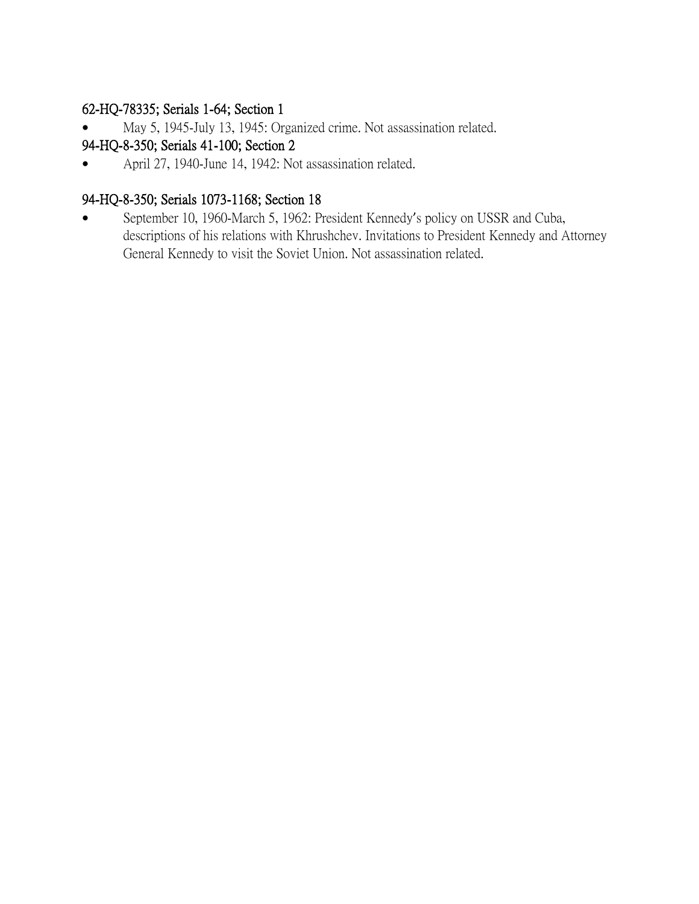**62-HQ-78335; Serials 1-64; Section 1**

- May 5, 1945-July 13, 1945: Organized crime. Not assassination related.

**94-HQ-8-350; Serials 41-100; Section 2**

- April 27, 1940-June 14, 1942: Not assassination related.

**94-HQ-8-350; Serials 1073-1168; Section 18**

- September 10, 1960-March 5, 1962: President Kennedy's policy on USSR and Cuba, descriptions of his relations with Khrushchev. Invitations to President Kennedy and Attorney General Kennedy to visit the Soviet Union. Not assassination related.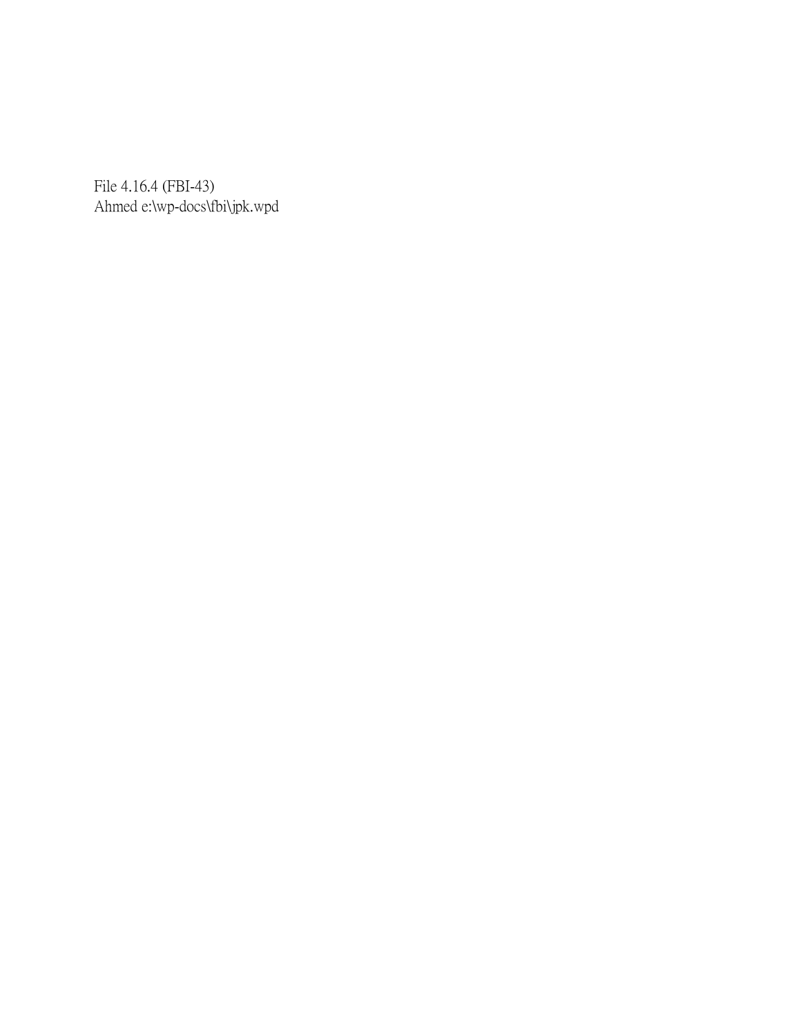File 4.16.4 (FBI-43)
Ahmed e:\wp-docs\fbi\jpk.wpd